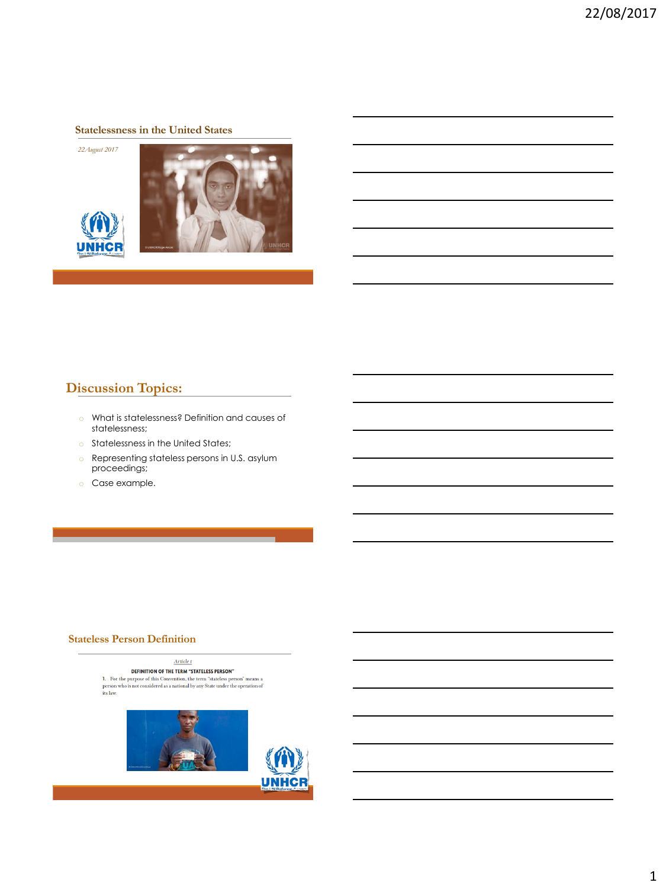## Statelessness in the United States

*22 August 2017*

## Discussion Topics:

- What is statelessness? Definition and causes of statelessness;
- Statelessness in the United States;
- Representing stateless persons in U.S. asylum proceedings;
- Case example.

## Stateless Person Definition

*Article 1*

**DEFINITION OF THE TERM "STATELESS PERSON"**

1. For the purpose of this Convention, the term "stateless person" means a person who is not considered as a national by any State under the operation of its law.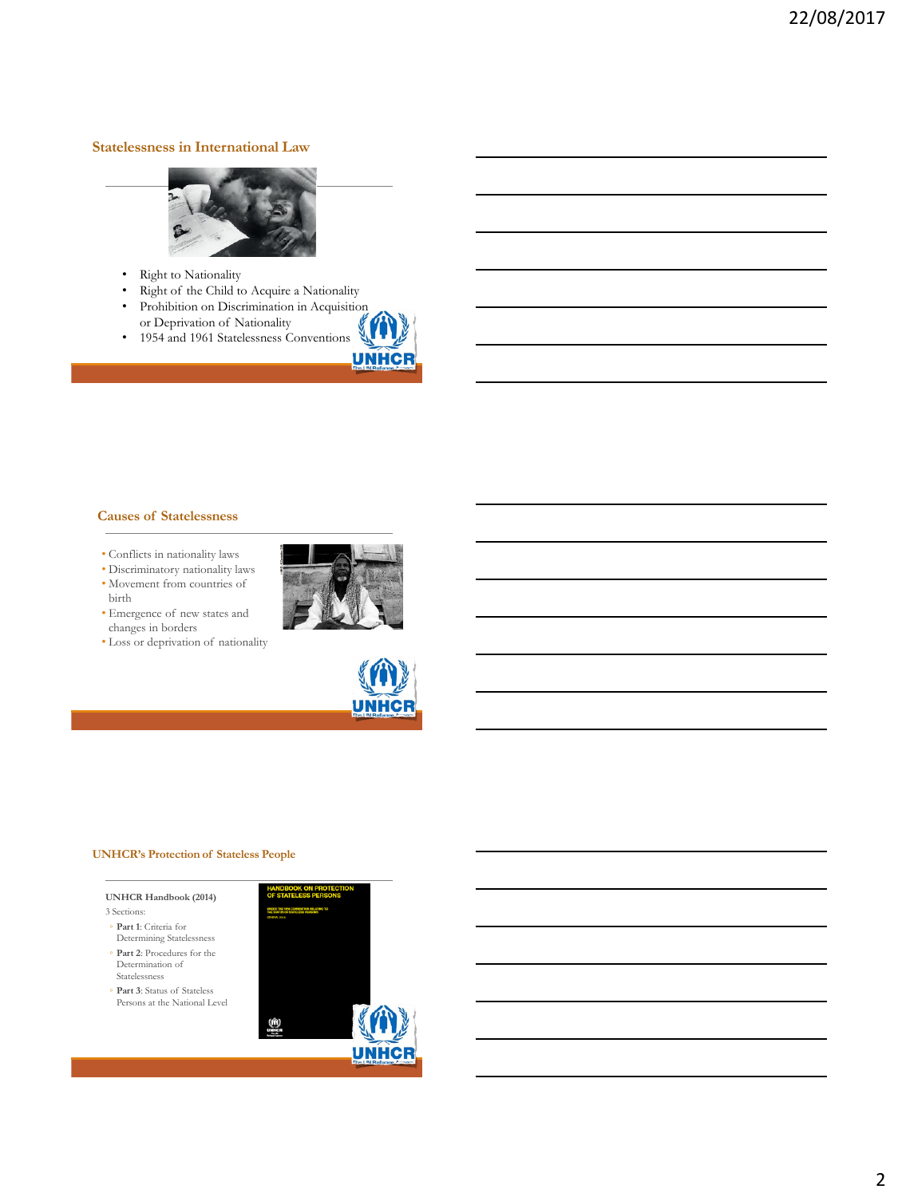## Statelessness in International Law

- Right to Nationality
- Right of the Child to Acquire a Nationality
- Prohibition on Discrimination in Acquisition or Deprivation of Nationality
- 1954 and 1961 Statelessness Conventions

## Causes of Statelessness

- Conflicts in nationality laws
- Discriminatory nationality laws
- Movement from countries of birth
- Emergence of new states and changes in borders
- Loss or deprivation of nationality

## UNHCR's Protection of Stateless People

**UNHCR Handbook (2014)**

3 Sections:

- **Part 1**: Criteria for Determining Statelessness
- **Part 2**: Procedures for the Determination of Statelessness
- **Part 3**: Status of Stateless Persons at the National Level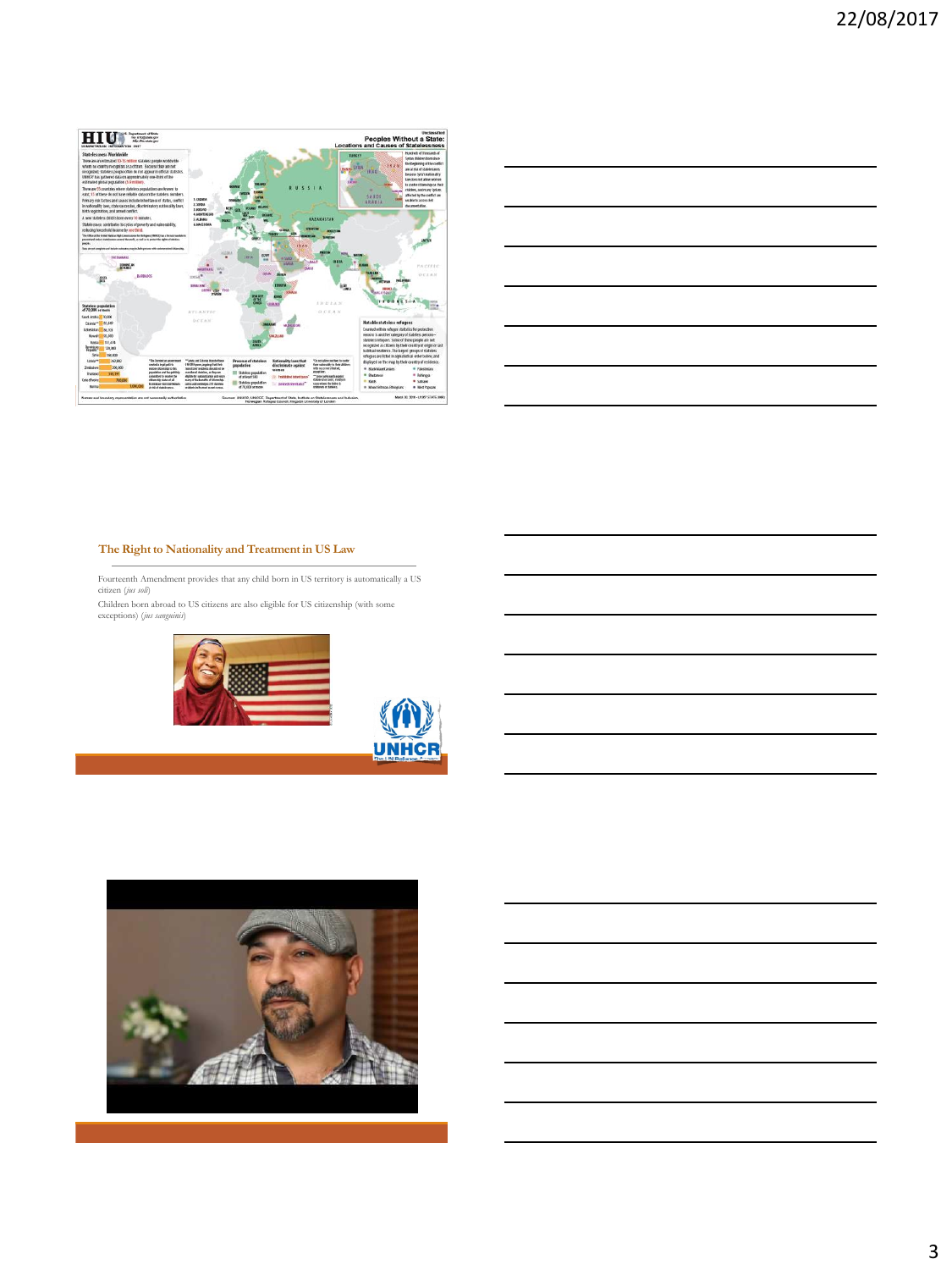## The Right to Nationality and Treatment in US Law

Fourteenth Amendment provides that any child born in US territory is automatically a US citizen (*jus soli*)

Children born abroad to US citizens are also eligible for US citizenship (with some exceptions) (*jus sanguinis*)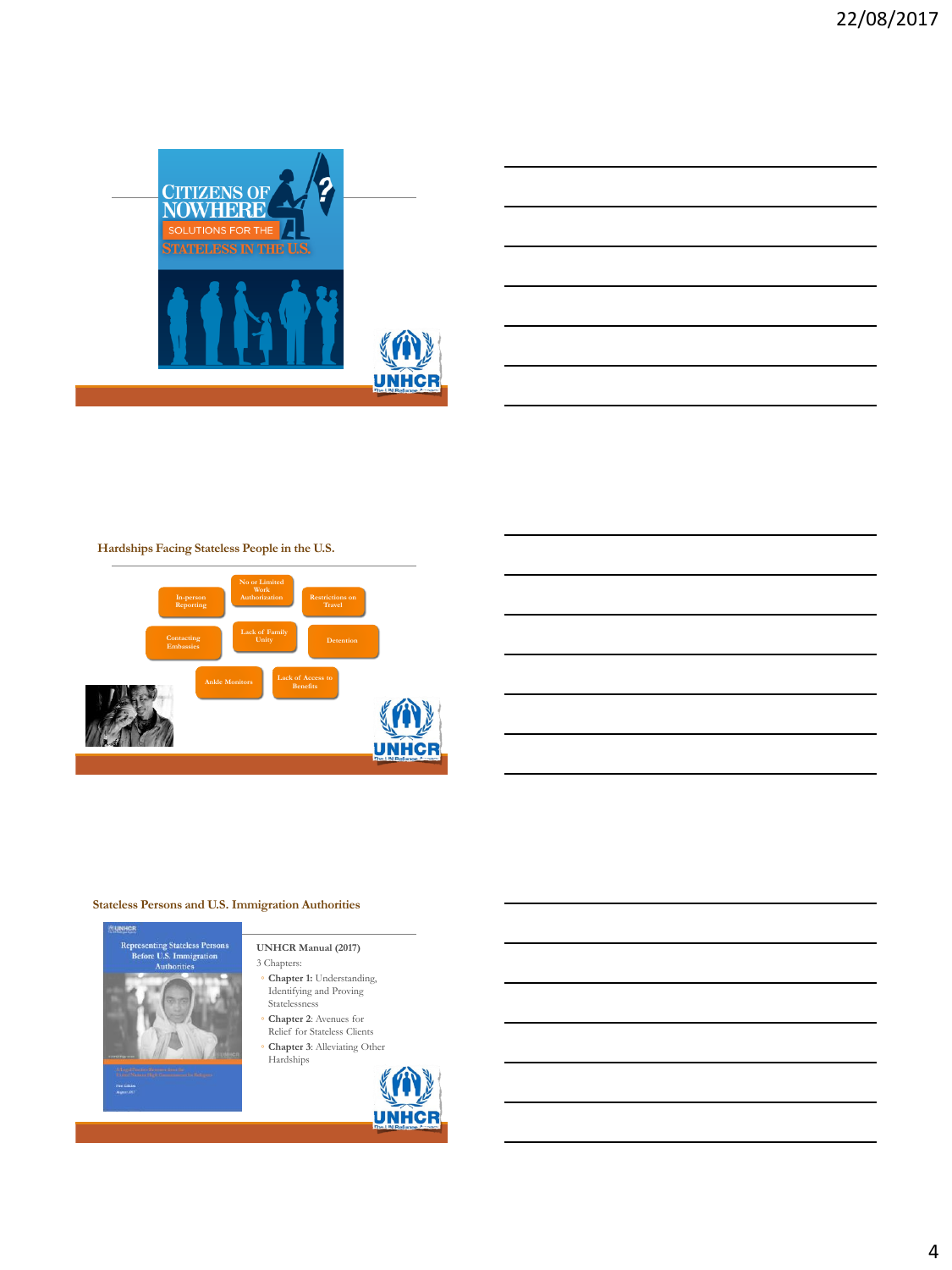# CITIZENS OF NOWHERE

SOLUTIONS FOR THE STATELESS IN THE U.S.

UNHCR

## Hardships Facing Stateless People in the U.S.

- In-person Reporting
- No or Limited Work Authorization
- Restrictions on Travel
- Contacting Embassies
- Lack of Family Unity
- Detention
- Ankle Monitors
- Lack of Access to Benefits

UNHCR

## Stateless Persons and U.S. Immigration Authorities

Representing Stateless Persons Before U.S. Immigration Authorities

**UNHCR Manual (2017)**

3 Chapters:

- **Chapter 1:** Understanding, Identifying and Proving Statelessness
- **Chapter 2**: Avenues for Relief for Stateless Clients
- **Chapter 3**: Alleviating Other Hardships

UNHCR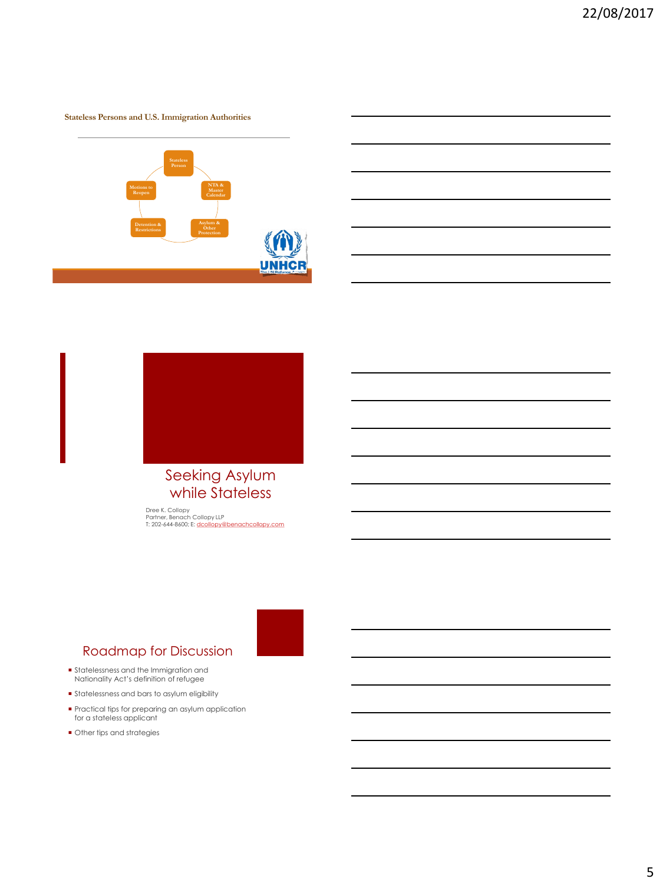**Stateless Persons and U.S. Immigration Authorities**

- Stateless Person
- NTA & Master Calendar
- Asylum & Other Protection
- Detention & Restrictions
- Motions to Reopen

UNHCR

## Seeking Asylum while Stateless

Dree K. Collopy
Partner, Benach Collopy LLP
T: 202-644-8600; E: dcollopy@benachcollopy.com

## Roadmap for Discussion

- Statelessness and the Immigration and Nationality Act's definition of refugee
- Statelessness and bars to asylum eligibility
- Practical tips for preparing an asylum application for a stateless applicant
- Other tips and strategies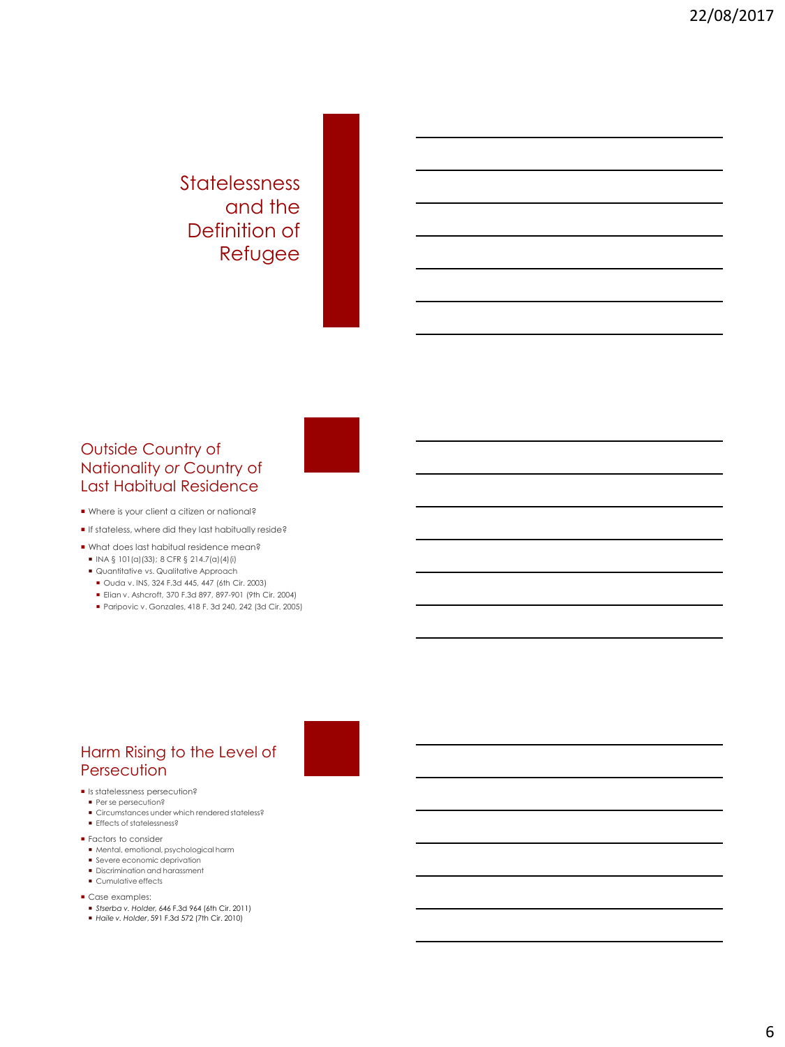# Statelessness and the Definition of Refugee

## Outside Country of Nationality *or* Country of Last Habitual Residence

- Where is your client a citizen or national?
- If stateless, where did they last habitually reside?
- What does last habitual residence mean?
  - INA § 101(a)(33); 8 CFR § 214.7(a)(4)(i)
  - Quantitative vs. Qualitative Approach
    - Ouda v. INS, 324 F.3d 445, 447 (6th Cir. 2003)
    - Elian v. Ashcroft, 370 F.3d 897, 897-901 (9th Cir. 2004)
    - Paripovic v. Gonzales, 418 F. 3d 240, 242 (3d Cir. 2005)

## Harm Rising to the Level of Persecution

- Is statelessness persecution?
  - Per se persecution?
  - Circumstances under which rendered stateless?
  - Effects of statelessness?
- Factors to consider
  - Mental, emotional, psychological harm
  - Severe economic deprivation
  - Discrimination and harassment
  - Cumulative effects
- Case examples:
  - *Stserba v. Holder*, 646 F.3d 964 (6th Cir. 2011)
  - *Haile v. Holder*, 591 F.3d 572 (7th Cir. 2010)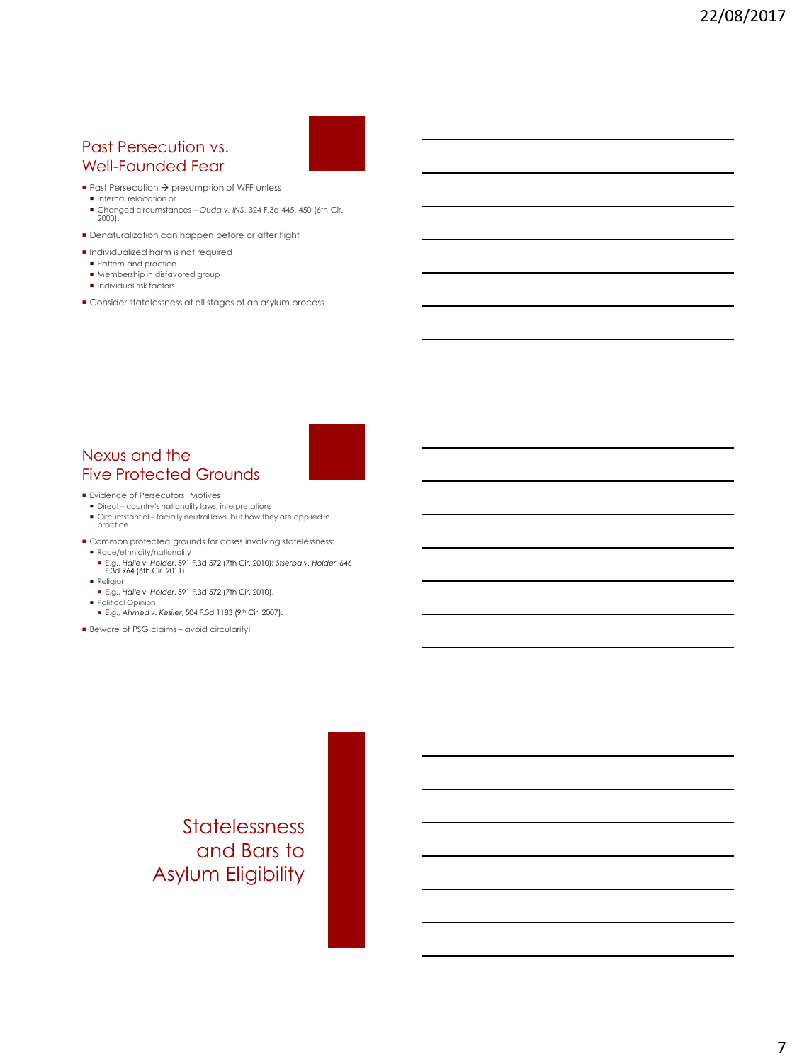## Past Persecution vs. Well-Founded Fear

- Past Persecution → presumption of WFF unless
  - Internal relocation or
  - Changed circumstances – *Ouda v. INS*, 324 F.3d 445, 450 (6th Cir. 2003).
- Denaturalization can happen before or after flight
- Individualized harm is not required
  - Pattern and practice
  - Membership in disfavored group
  - Individual risk factors
- Consider statelessness at all stages of an asylum process

## Nexus and the Five Protected Grounds

- Evidence of Persecutors' Motives
  - Direct – country's nationality laws, interpretations
  - Circumstantial – facially neutral laws, but how they are applied in practice
- Common protected grounds for cases involving statelessness:
  - Race/ethnicity/nationality
    - E.g., *Haile v. Holder*, 591 F.3d 572 (7th Cir. 2010); *Stserba v. Holder*, 646 F.3d 964 (6th Cir. 2011).
  - Religion
    - E.g., *Haile v. Holder*, 591 F.3d 572 (7th Cir. 2010).
  - Political Opinion
    - E.g., *Ahmed v. Keisler*, 504 F.3d 1183 (9th Cir. 2007).
- Beware of PSG claims – avoid circularity!

## Statelessness and Bars to Asylum Eligibility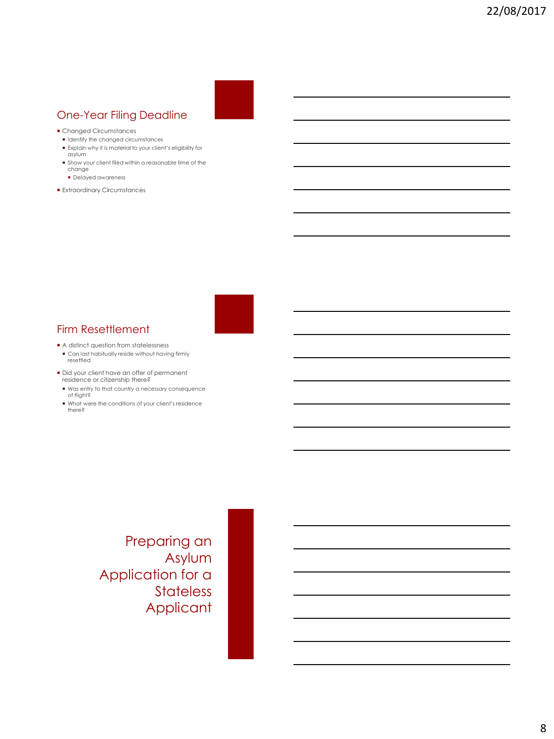## One-Year Filing Deadline

- Changed Circumstances
  - Identify the changed circumstances
  - Explain why it is material to your client's eligibility for asylum
  - Show your client filed within a reasonable time of the change
    - Delayed awareness
- Extraordinary Circumstances

## Firm Resettlement

- A distinct question from statelessness
  - Can last habitually reside without having firmly resettled
- Did your client have an offer of permanent residence or citizenship there?
  - Was entry to that country a necessary consequence of flight?
  - What were the conditions of your client's residence there?

# Preparing an Asylum Application for a Stateless Applicant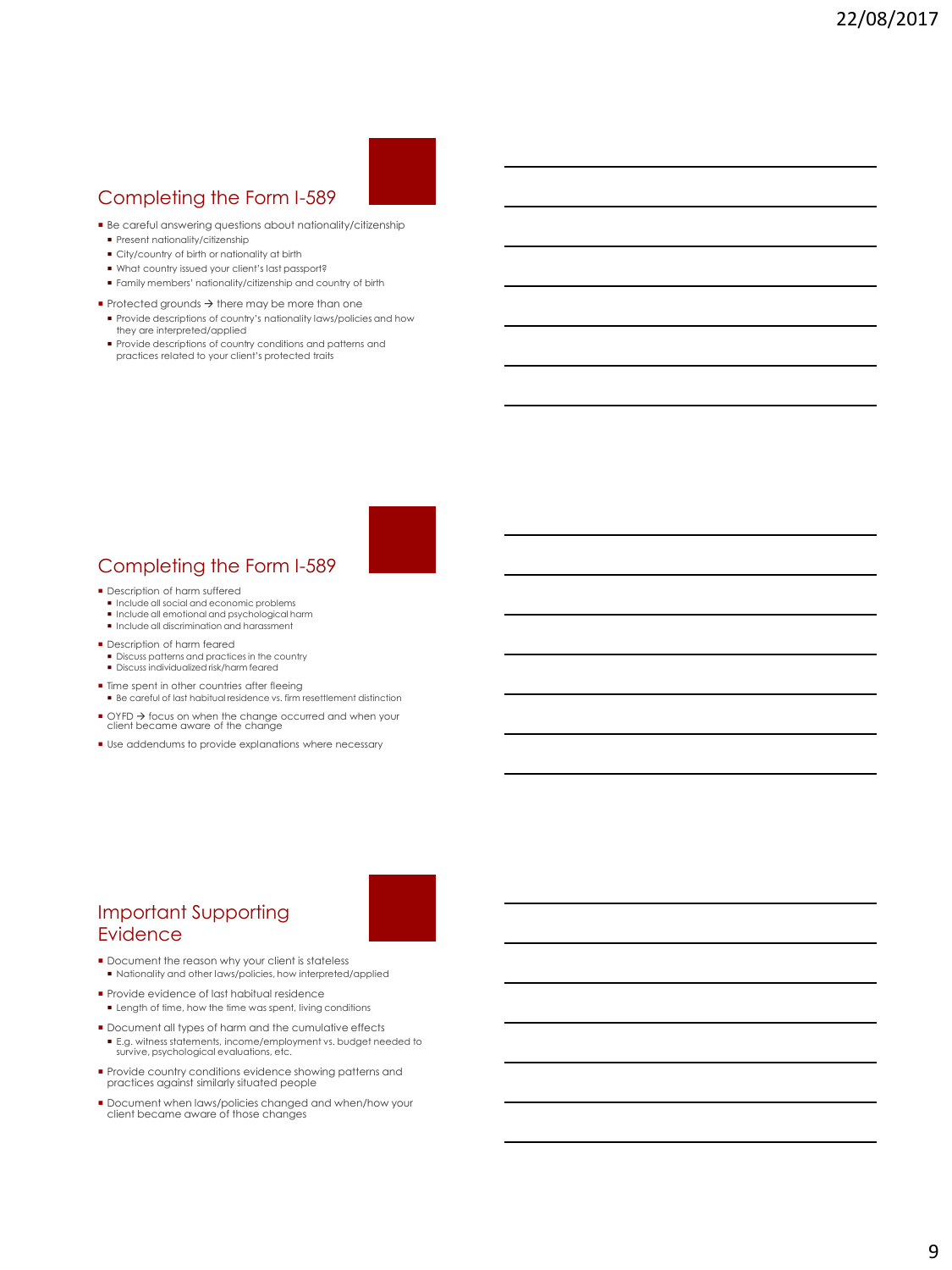## Completing the Form I-589

- Be careful answering questions about nationality/citizenship
  - Present nationality/citizenship
  - City/country of birth or nationality at birth
  - What country issued your client's last passport?
  - Family members' nationality/citizenship and country of birth
- Protected grounds → there may be more than one
  - Provide descriptions of country's nationality laws/policies and how they are interpreted/applied
  - Provide descriptions of country conditions and patterns and practices related to your client's protected traits

## Completing the Form I-589

- Description of harm suffered
  - Include all social and economic problems
  - Include all emotional and psychological harm
  - Include all discrimination and harassment
- Description of harm feared
  - Discuss patterns and practices in the country
  - Discuss individualized risk/harm feared
- Time spent in other countries after fleeing
  - Be careful of last habitual residence vs. firm resettlement distinction
- OYFD → focus on when the change occurred and when your client became aware of the change
- Use addendums to provide explanations where necessary

## Important Supporting Evidence

- Document the reason why your client is stateless
  - Nationality and other laws/policies, how interpreted/applied
- Provide evidence of last habitual residence
  - Length of time, how the time was spent, living conditions
- Document all types of harm and the cumulative effects
  - E.g. witness statements, income/employment vs. budget needed to survive, psychological evaluations, etc.
- Provide country conditions evidence showing patterns and practices against similarly situated people
- Document when laws/policies changed and when/how your client became aware of those changes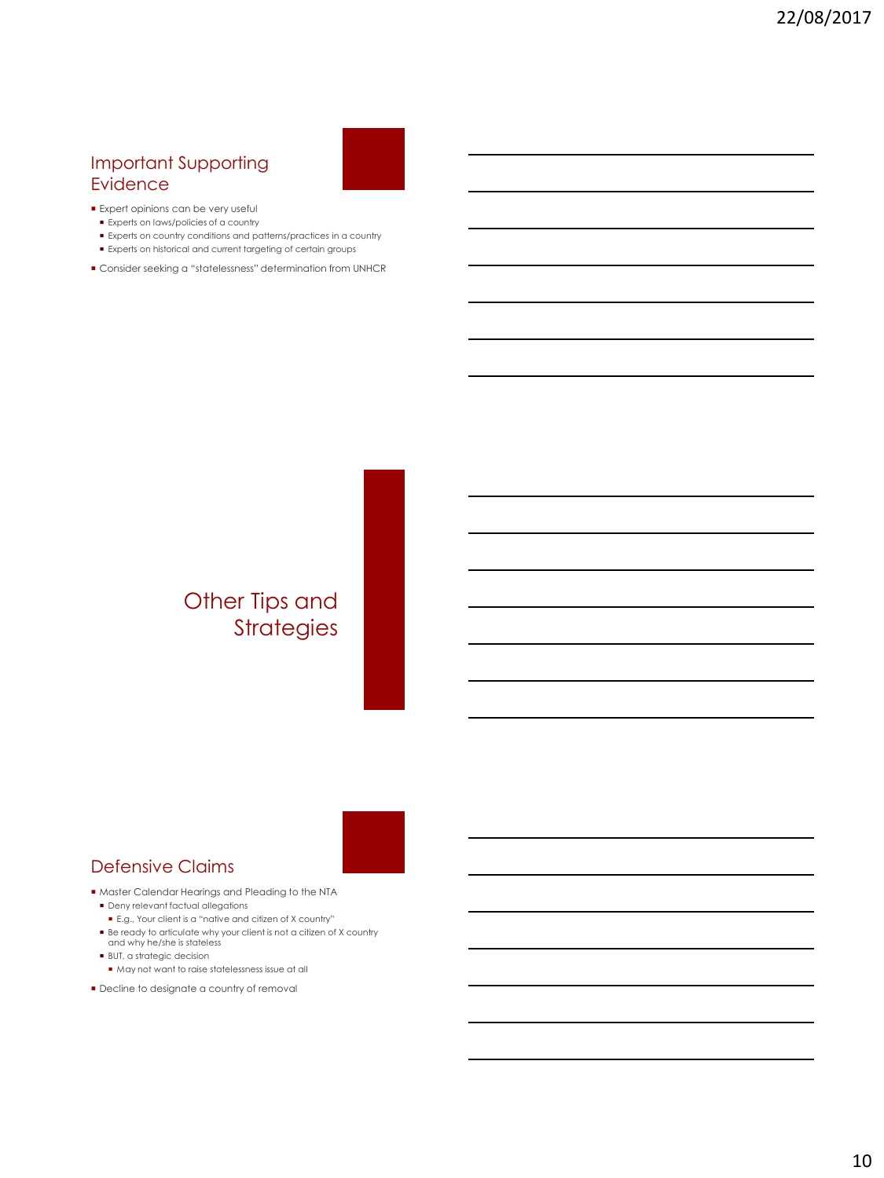## Important Supporting Evidence

- Expert opinions can be very useful
  - Experts on laws/policies of a country
  - Experts on country conditions and patterns/practices in a country
  - Experts on historical and current targeting of certain groups
- Consider seeking a "statelessness" determination from UNHCR

## Other Tips and Strategies

## Defensive Claims

- Master Calendar Hearings and Pleading to the NTA
  - Deny relevant factual allegations
    - E.g., Your client is a "native and citizen of X country"
  - Be ready to articulate why your client is not a citizen of X country and why he/she is stateless
  - BUT, a strategic decision
    - May not want to raise statelessness issue at all
- Decline to designate a country of removal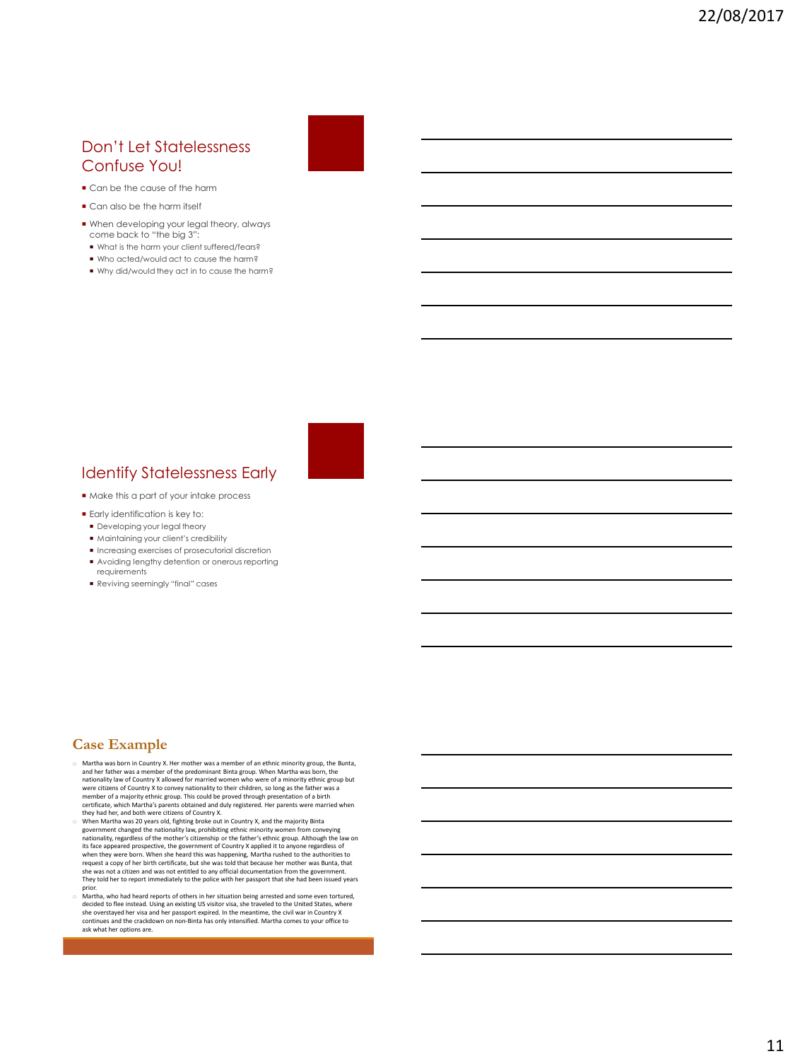## Don't Let Statelessness Confuse You!

- Can be the cause of the harm
- Can also be the harm itself
- When developing your legal theory, always come back to "the big 3":
  - What is the harm your client suffered/fears?
  - Who acted/would act to cause the harm?
  - Why did/would they act in to cause the harm?

## Identify Statelessness Early

- Make this a part of your intake process
- Early identification is key to:
  - Developing your legal theory
  - Maintaining your client's credibility
  - Increasing exercises of prosecutorial discretion
  - Avoiding lengthy detention or onerous reporting requirements
  - Reviving seemingly "final" cases

## Case Example

- Martha was born in Country X. Her mother was a member of an ethnic minority group, the Bunta, and her father was a member of the predominant Binta group. When Martha was born, the nationality law of Country X allowed for married women who were of a minority ethnic group but were citizens of Country X to convey nationality to their children, so long as the father was a member of a majority ethnic group. This could be proved through presentation of a birth certificate, which Martha's parents obtained and duly registered. Her parents were married when they had her, and both were citizens of Country X.
- When Martha was 20 years old, fighting broke out in Country X, and the majority Binta government changed the nationality law, prohibiting ethnic minority women from conveying nationality, regardless of the mother's citizenship or the father's ethnic group. Although the law on its face appeared prospective, the government of Country X applied it to anyone regardless of when they were born. When she heard this was happening, Martha rushed to the authorities to request a copy of her birth certificate, but she was told that because her mother was Bunta, that she was not a citizen and was not entitled to any official documentation from the government. They told her to report immediately to the police with her passport that she had been issued years prior.
- Martha, who had heard reports of others in her situation being arrested and some even tortured, decided to flee instead. Using an existing US visitor visa, she traveled to the United States, where she overstayed her visa and her passport expired. In the meantime, the civil war in Country X continues and the crackdown on non-Binta has only intensified. Martha comes to your office to ask what her options are.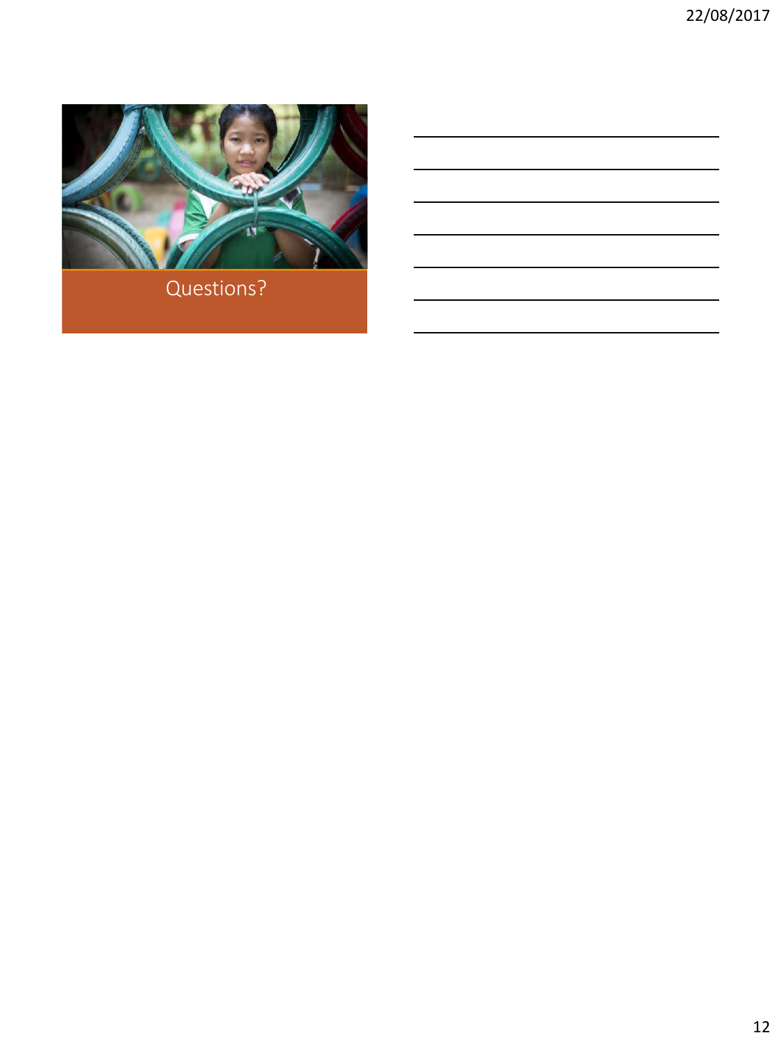Questions?